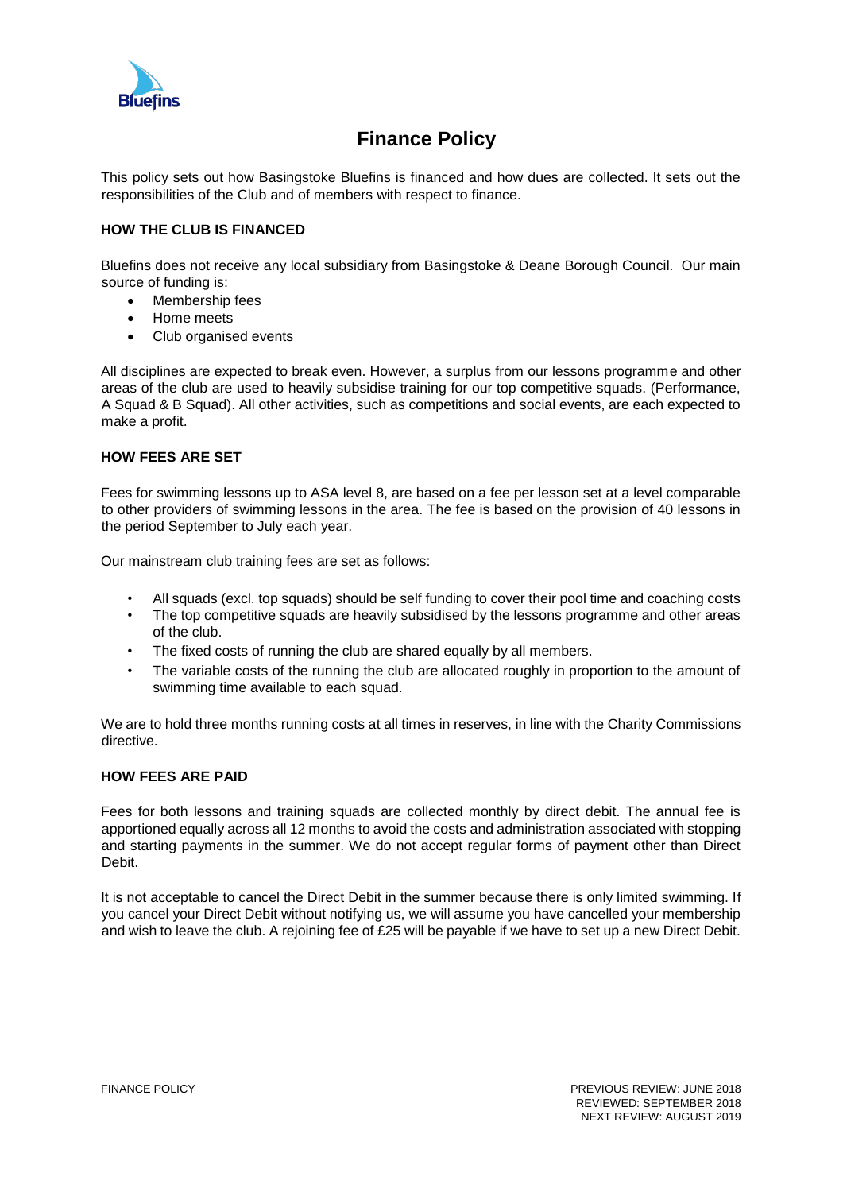# Finance Policy

This policy sets out how Basingstoke Bluefins is financed and how dues are collected. It sets out the responsibilities of the Club and of members with respect to finance.

### HOW THE CLUB IS FINANCED

Bluefins does not receive any local subsidiary from Basingstoke & Deane Borough Council. Our main source of funding is:

- Membership fees
- Home meets
- Club organised events

All disciplines are expected to break even. However, a surplus from our lessons programme and other areas of the club are used to heavily subsidise training for our top competitive squads. (Performance, A Squad & B Squad). All other activities, such as competitions and social events, are each expected to make a profit.

### HOW FEES ARE SET

Fees for swimming lessons up to ASA level 8, are based on a fee per lesson set at a level comparable to other providers of swimming lessons in the area. The fee is based on the provision of 40 lessons in the period September to July each year.

Our mainstream club training fees are set as follows:

- All squads (excl. top squads) should be self funding to cover their pool time and coaching costs
- The top competitive squads are heavily subsidised by the lessons programme and other areas of the club.
- The fixed costs of running the club are shared equally by all members.
- The variable costs of the running the club are allocated roughly in proportion to the amount of swimming time available to each squad.

We are to hold three months running costs at all times in reserves, in line with the Charity Commissions directive.

### HOW FEES ARE PAID

Fees for both lessons and training squads are collected monthly by direct debit. The annual fee is apportioned equally across all 12 months to avoid the costs and administration associated with stopping and starting payments in the summer. We do not accept regular forms of payment other than Direct Debit.

It is not acceptable to cancel the Direct Debit in the summer because there is only limited swimming. If you cancel your Direct Debit without notifying us, we will assume you have cancelled your membership and wish to leave the club. A rejoining fee of £25 will be payable if we have to set up a new Direct Debit.

PREVIOUS REVIEW: JUNE 2018
REVIEWED: SEPTEMBER 2018
NEXT REVIEW: AUGUST 2019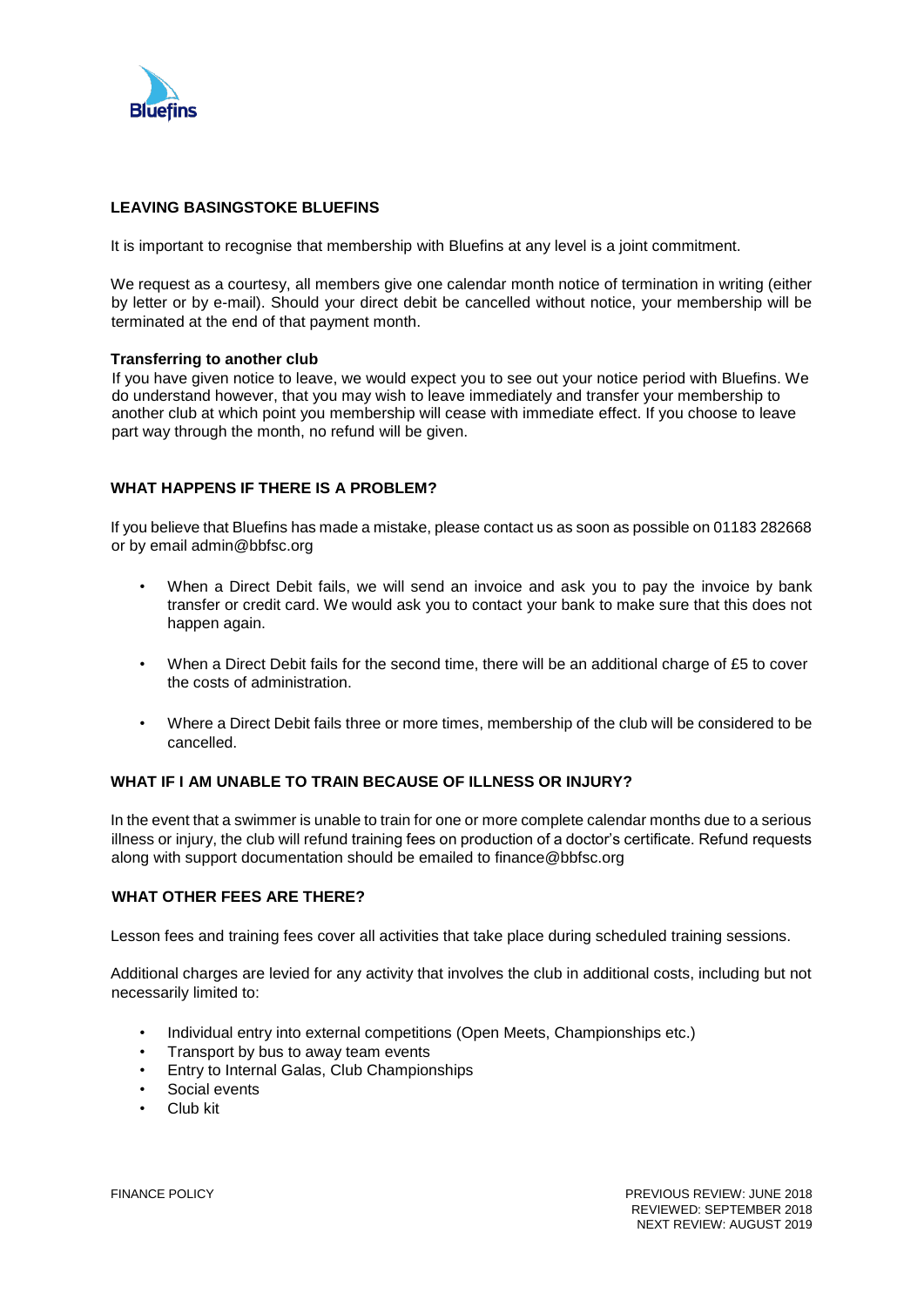## LEAVING BASINGSTOKE BLUEFINS

It is important to recognise that membership with Bluefins at any level is a joint commitment.

We request as a courtesy, all members give one calendar month notice of termination in writing (either by letter or by e-mail). Should your direct debit be cancelled without notice, your membership will be terminated at the end of that payment month.

### Transferring to another club

If you have given notice to leave, we would expect you to see out your notice period with Bluefins. We do understand however, that you may wish to leave immediately and transfer your membership to another club at which point you membership will cease with immediate effect. If you choose to leave part way through the month, no refund will be given.

## WHAT HAPPENS IF THERE IS A PROBLEM?

If you believe that Bluefins has made a mistake, please contact us as soon as possible on 01183 282668 or by email admin@bbfsc.org

- When a Direct Debit fails, we will send an invoice and ask you to pay the invoice by bank transfer or credit card. We would ask you to contact your bank to make sure that this does not happen again.
- When a Direct Debit fails for the second time, there will be an additional charge of £5 to cover the costs of administration.
- Where a Direct Debit fails three or more times, membership of the club will be considered to be cancelled.

## WHAT IF I AM UNABLE TO TRAIN BECAUSE OF ILLNESS OR INJURY?

In the event that a swimmer is unable to train for one or more complete calendar months due to a serious illness or injury, the club will refund training fees on production of a doctor's certificate. Refund requests along with support documentation should be emailed to finance@bbfsc.org

## WHAT OTHER FEES ARE THERE?

Lesson fees and training fees cover all activities that take place during scheduled training sessions.

Additional charges are levied for any activity that involves the club in additional costs, including but not necessarily limited to:

- Individual entry into external competitions (Open Meets, Championships etc.)
- Transport by bus to away team events
- Entry to Internal Galas, Club Championships
- Social events
- Club kit